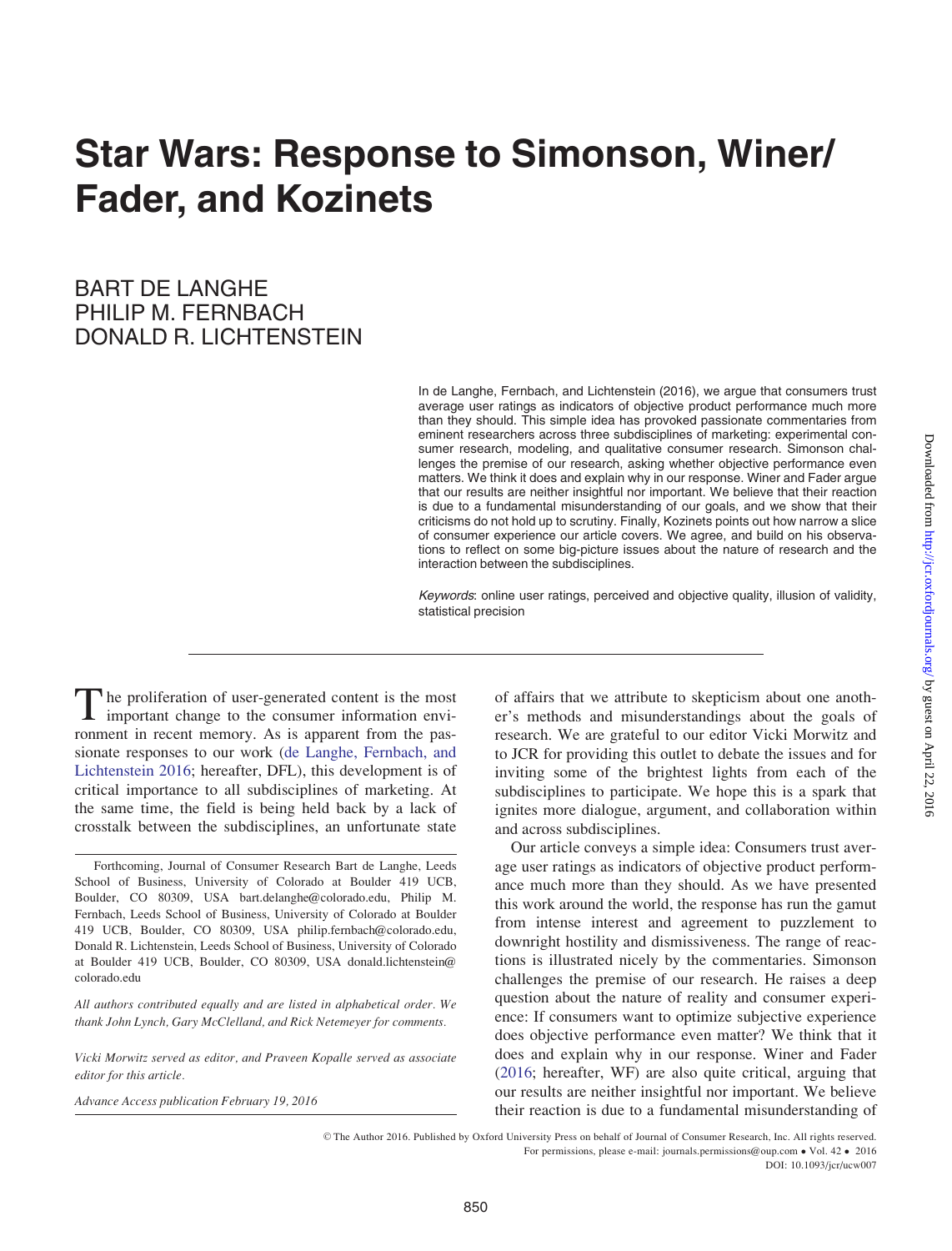# Star Wars: Response to Simonson, Winer/ Fader, and Kozinets

BART DE LANGHE
PHILIP M. FERNBACH
DONALD R. LICHTENSTEIN

In de Langhe, Fernbach, and Lichtenstein (2016), we argue that consumers trust average user ratings as indicators of objective product performance much more than they should. This simple idea has provoked passionate commentaries from eminent researchers across three subdisciplines of marketing: experimental consumer research, modeling, and qualitative consumer research. Simonson challenges the premise of our research, asking whether objective performance even matters. We think it does and explain why in our response. Winer and Fader argue that our results are neither insightful nor important. We believe that their reaction is due to a fundamental misunderstanding of our goals, and we show that their criticisms do not hold up to scrutiny. Finally, Kozinets points out how narrow a slice of consumer experience our article covers. We agree, and build on his observations to reflect on some big-picture issues about the nature of research and the interaction between the subdisciplines.

*Keywords*: online user ratings, perceived and objective quality, illusion of validity, statistical precision

The proliferation of user-generated content is the most important change to the consumer information environment in recent memory. As is apparent from the passionate responses to our work (de Langhe, Fernbach, and Lichtenstein 2016; hereafter, DFL), this development is of critical importance to all subdisciplines of marketing. At the same time, the field is being held back by a lack of crosstalk between the subdisciplines, an unfortunate state of affairs that we attribute to skepticism about one another's methods and misunderstandings about the goals of research. We are grateful to our editor Vicki Morwitz and to JCR for providing this outlet to debate the issues and for inviting some of the brightest lights from each of the subdisciplines to participate. We hope this is a spark that ignites more dialogue, argument, and collaboration within and across subdisciplines.

Our article conveys a simple idea: Consumers trust average user ratings as indicators of objective product performance much more than they should. As we have presented this work around the world, the response has run the gamut from intense interest and agreement to puzzlement to downright hostility and dismissiveness. The range of reactions is illustrated nicely by the commentaries. Simonson challenges the premise of our research. He raises a deep question about the nature of reality and consumer experience: If consumers want to optimize subjective experience does objective performance even matter? We think that it does and explain why in our response. Winer and Fader (2016; hereafter, WF) are also quite critical, arguing that our results are neither insightful nor important. We believe their reaction is due to a fundamental misunderstanding of

Forthcoming, Journal of Consumer Research Bart de Langhe, Leeds School of Business, University of Colorado at Boulder 419 UCB, Boulder, CO 80309, USA bart.delanghe@colorado.edu, Philip M. Fernbach, Leeds School of Business, University of Colorado at Boulder 419 UCB, Boulder, CO 80309, USA philip.fernbach@colorado.edu, Donald R. Lichtenstein, Leeds School of Business, University of Colorado at Boulder 419 UCB, Boulder, CO 80309, USA donald.lichtenstein@colorado.edu

*All authors contributed equally and are listed in alphabetical order. We thank John Lynch, Gary McClelland, and Rick Netemeyer for comments.*

*Vicki Morwitz served as editor, and Praveen Kopalle served as associate editor for this article.*

*Advance Access publication February 19, 2016*

© The Author 2016. Published by Oxford University Press on behalf of Journal of Consumer Research, Inc. All rights reserved. For permissions, please e-mail: journals.permissions@oup.com • Vol. 42 • 2016
DOI: 10.1093/jcr/ucw007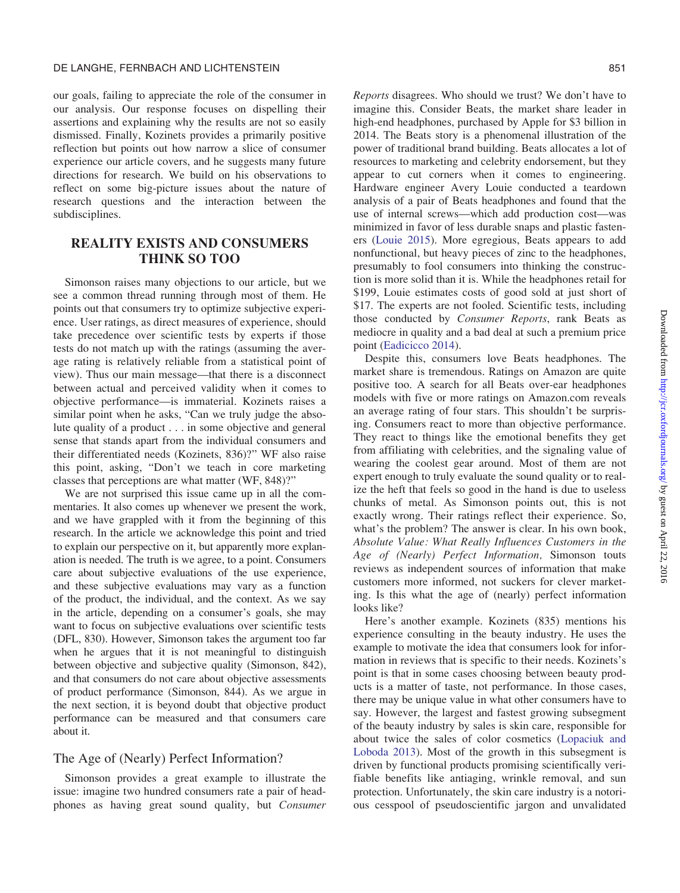our goals, failing to appreciate the role of the consumer in our analysis. Our response focuses on dispelling their assertions and explaining why the results are not so easily dismissed. Finally, Kozinets provides a primarily positive reflection but points out how narrow a slice of consumer experience our article covers, and he suggests many future directions for research. We build on his observations to reflect on some big-picture issues about the nature of research questions and the interaction between the subdisciplines.

## REALITY EXISTS AND CONSUMERS THINK SO TOO

Simonson raises many objections to our article, but we see a common thread running through most of them. He points out that consumers try to optimize subjective experience. User ratings, as direct measures of experience, should take precedence over scientific tests by experts if those tests do not match up with the ratings (assuming the average rating is relatively reliable from a statistical point of view). Thus our main message—that there is a disconnect between actual and perceived validity when it comes to objective performance—is immaterial. Kozinets raises a similar point when he asks, "Can we truly judge the absolute quality of a product . . . in some objective and general sense that stands apart from the individual consumers and their differentiated needs (Kozinets, 836)?" WF also raise this point, asking, "Don't we teach in core marketing classes that perceptions are what matter (WF, 848)?"

We are not surprised this issue came up in all the commentaries. It also comes up whenever we present the work, and we have grappled with it from the beginning of this research. In the article we acknowledge this point and tried to explain our perspective on it, but apparently more explanation is needed. The truth is we agree, to a point. Consumers care about subjective evaluations of the use experience, and these subjective evaluations may vary as a function of the product, the individual, and the context. As we say in the article, depending on a consumer's goals, she may want to focus on subjective evaluations over scientific tests (DFL, 830). However, Simonson takes the argument too far when he argues that it is not meaningful to distinguish between objective and subjective quality (Simonson, 842), and that consumers do not care about objective assessments of product performance (Simonson, 844). As we argue in the next section, it is beyond doubt that objective product performance can be measured and that consumers care about it.

### The Age of (Nearly) Perfect Information?

Simonson provides a great example to illustrate the issue: imagine two hundred consumers rate a pair of headphones as having great sound quality, but *Consumer Reports* disagrees. Who should we trust? We don't have to imagine this. Consider Beats, the market share leader in high-end headphones, purchased by Apple for $3 billion in 2014. The Beats story is a phenomenal illustration of the power of traditional brand building. Beats allocates a lot of resources to marketing and celebrity endorsement, but they appear to cut corners when it comes to engineering. Hardware engineer Avery Louie conducted a teardown analysis of a pair of Beats headphones and found that the use of internal screws—which add production cost—was minimized in favor of less durable snaps and plastic fasteners (Louie 2015). More egregious, Beats appears to add nonfunctional, but heavy pieces of zinc to the headphones, presumably to fool consumers into thinking the construction is more solid than it is. While the headphones retail for $199, Louie estimates costs of good sold at just short of $17. The experts are not fooled. Scientific tests, including those conducted by *Consumer Reports*, rank Beats as mediocre in quality and a bad deal at such a premium price point (Eadicicco 2014).

Despite this, consumers love Beats headphones. The market share is tremendous. Ratings on Amazon are quite positive too. A search for all Beats over-ear headphones models with five or more ratings on Amazon.com reveals an average rating of four stars. This shouldn't be surprising. Consumers react to more than objective performance. They react to things like the emotional benefits they get from affiliating with celebrities, and the signaling value of wearing the coolest gear around. Most of them are not expert enough to truly evaluate the sound quality or to realize the heft that feels so good in the hand is due to useless chunks of metal. As Simonson points out, this is not exactly wrong. Their ratings reflect their experience. So, what's the problem? The answer is clear. In his own book, *Absolute Value: What Really Influences Customers in the Age of (Nearly) Perfect Information,* Simonson touts reviews as independent sources of information that make customers more informed, not suckers for clever marketing. Is this what the age of (nearly) perfect information looks like?

Here's another example. Kozinets (835) mentions his experience consulting in the beauty industry. He uses the example to motivate the idea that consumers look for information in reviews that is specific to their needs. Kozinets's point is that in some cases choosing between beauty products is a matter of taste, not performance. In those cases, there may be unique value in what other consumers have to say. However, the largest and fastest growing subsegment of the beauty industry by sales is skin care, responsible for about twice the sales of color cosmetics (Lopaciuk and Loboda 2013). Most of the growth in this subsegment is driven by functional products promising scientifically verifiable benefits like antiaging, wrinkle removal, and sun protection. Unfortunately, the skin care industry is a notorious cesspool of pseudoscientific jargon and unvalidated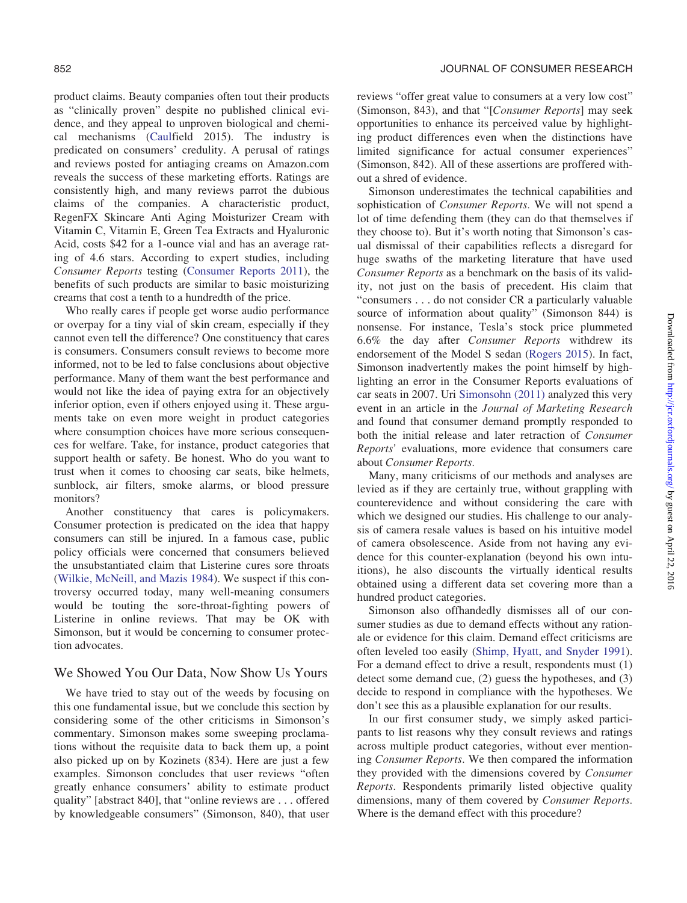product claims. Beauty companies often tout their products as "clinically proven" despite no published clinical evidence, and they appeal to unproven biological and chemical mechanisms (Caulfield 2015). The industry is predicated on consumers' credulity. A perusal of ratings and reviews posted for antiaging creams on Amazon.com reveals the success of these marketing efforts. Ratings are consistently high, and many reviews parrot the dubious claims of the companies. A characteristic product, RegenFX Skincare Anti Aging Moisturizer Cream with Vitamin C, Vitamin E, Green Tea Extracts and Hyaluronic Acid, costs $42 for a 1-ounce vial and has an average rating of 4.6 stars. According to expert studies, including *Consumer Reports* testing (Consumer Reports 2011), the benefits of such products are similar to basic moisturizing creams that cost a tenth to a hundredth of the price.

Who really cares if people get worse audio performance or overpay for a tiny vial of skin cream, especially if they cannot even tell the difference? One constituency that cares is consumers. Consumers consult reviews to become more informed, not to be led to false conclusions about objective performance. Many of them want the best performance and would not like the idea of paying extra for an objectively inferior option, even if others enjoyed using it. These arguments take on even more weight in product categories where consumption choices have more serious consequences for welfare. Take, for instance, product categories that support health or safety. Be honest. Who do you want to trust when it comes to choosing car seats, bike helmets, sunblock, air filters, smoke alarms, or blood pressure monitors?

Another constituency that cares is policymakers. Consumer protection is predicated on the idea that happy consumers can still be injured. In a famous case, public policy officials were concerned that consumers believed the unsubstantiated claim that Listerine cures sore throats (Wilkie, McNeill, and Mazis 1984). We suspect if this controversy occurred today, many well-meaning consumers would be touting the sore-throat-fighting powers of Listerine in online reviews. That may be OK with Simonson, but it would be concerning to consumer protection advocates.

## We Showed You Our Data, Now Show Us Yours

We have tried to stay out of the weeds by focusing on this one fundamental issue, but we conclude this section by considering some of the other criticisms in Simonson's commentary. Simonson makes some sweeping proclamations without the requisite data to back them up, a point also picked up on by Kozinets (834). Here are just a few examples. Simonson concludes that user reviews "often greatly enhance consumers' ability to estimate product quality" [abstract 840], that "online reviews are . . . offered by knowledgeable consumers" (Simonson, 840), that user reviews "offer great value to consumers at a very low cost" (Simonson, 843), and that "[*Consumer Reports*] may seek opportunities to enhance its perceived value by highlighting product differences even when the distinctions have limited significance for actual consumer experiences" (Simonson, 842). All of these assertions are proffered without a shred of evidence.

Simonson underestimates the technical capabilities and sophistication of *Consumer Reports.* We will not spend a lot of time defending them (they can do that themselves if they choose to). But it's worth noting that Simonson's casual dismissal of their capabilities reflects a disregard for huge swaths of the marketing literature that have used *Consumer Reports* as a benchmark on the basis of its validity, not just on the basis of precedent. His claim that "consumers . . . do not consider CR a particularly valuable source of information about quality" (Simonson 844) is nonsense. For instance, Tesla's stock price plummeted 6.6% the day after *Consumer Reports* withdrew its endorsement of the Model S sedan (Rogers 2015). In fact, Simonson inadvertently makes the point himself by highlighting an error in the Consumer Reports evaluations of car seats in 2007. Uri Simonsohn (2011) analyzed this very event in an article in the *Journal of Marketing Research* and found that consumer demand promptly responded to both the initial release and later retraction of *Consumer Reports*' evaluations, more evidence that consumers care about *Consumer Reports.*

Many, many criticisms of our methods and analyses are levied as if they are certainly true, without grappling with counterevidence and without considering the care with which we designed our studies. His challenge to our analysis of camera resale values is based on his intuitive model of camera obsolescence. Aside from not having any evidence for this counter-explanation (beyond his own intuitions), he also discounts the virtually identical results obtained using a different data set covering more than a hundred product categories.

Simonson also offhandedly dismisses all of our consumer studies as due to demand effects without any rationale or evidence for this claim. Demand effect criticisms are often leveled too easily (Shimp, Hyatt, and Snyder 1991). For a demand effect to drive a result, respondents must (1) detect some demand cue, (2) guess the hypotheses, and (3) decide to respond in compliance with the hypotheses. We don't see this as a plausible explanation for our results.

In our first consumer study, we simply asked participants to list reasons why they consult reviews and ratings across multiple product categories, without ever mentioning *Consumer Reports.* We then compared the information they provided with the dimensions covered by *Consumer Reports.* Respondents primarily listed objective quality dimensions, many of them covered by *Consumer Reports.* Where is the demand effect with this procedure?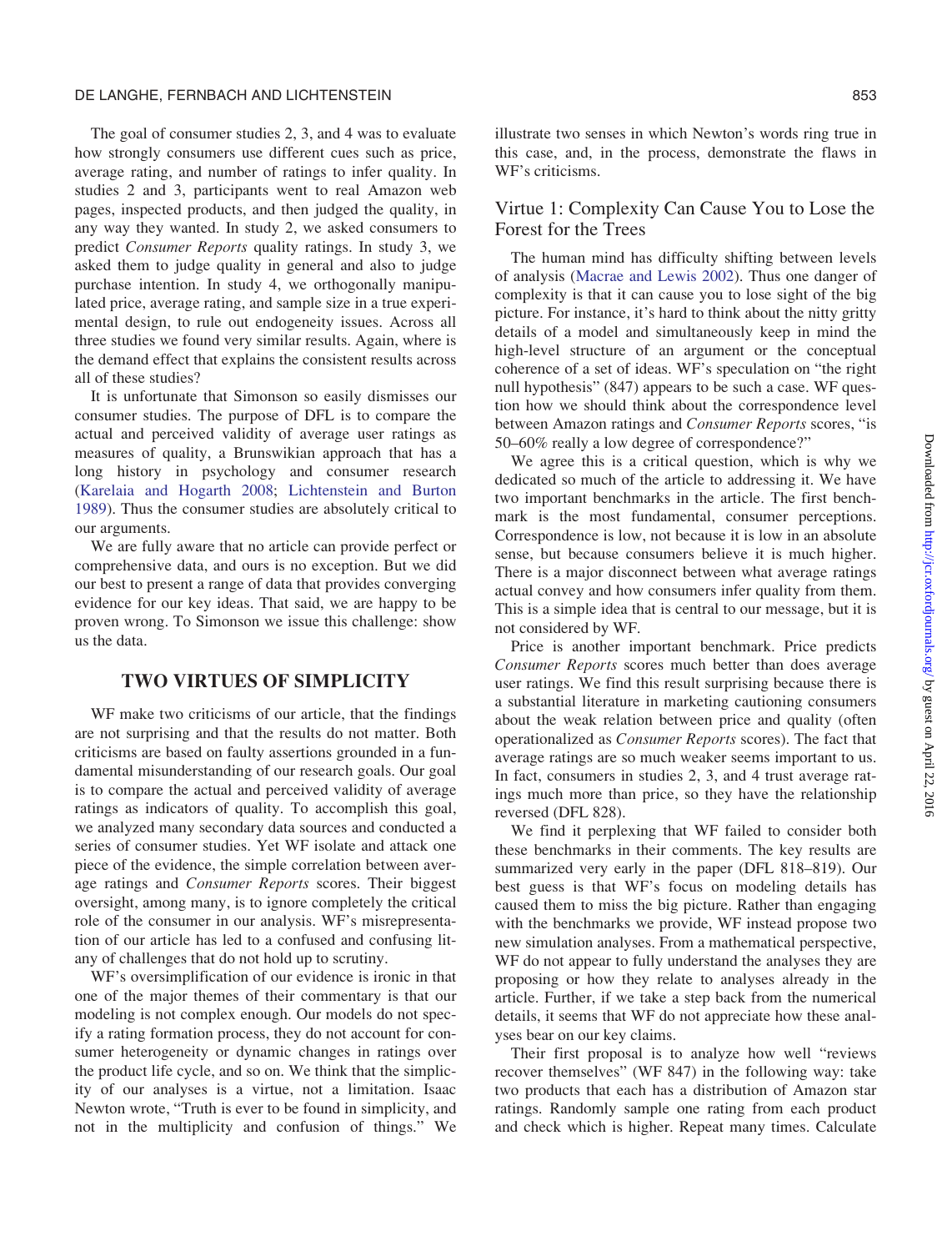The goal of consumer studies 2, 3, and 4 was to evaluate how strongly consumers use different cues such as price, average rating, and number of ratings to infer quality. In studies 2 and 3, participants went to real Amazon web pages, inspected products, and then judged the quality, in any way they wanted. In study 2, we asked consumers to predict *Consumer Reports* quality ratings. In study 3, we asked them to judge quality in general and also to judge purchase intention. In study 4, we orthogonally manipulated price, average rating, and sample size in a true experimental design, to rule out endogeneity issues. Across all three studies we found very similar results. Again, where is the demand effect that explains the consistent results across all of these studies?

It is unfortunate that Simonson so easily dismisses our consumer studies. The purpose of DFL is to compare the actual and perceived validity of average user ratings as measures of quality, a Brunswikian approach that has a long history in psychology and consumer research (Karelaia and Hogarth 2008; Lichtenstein and Burton 1989). Thus the consumer studies are absolutely critical to our arguments.

We are fully aware that no article can provide perfect or comprehensive data, and ours is no exception. But we did our best to present a range of data that provides converging evidence for our key ideas. That said, we are happy to be proven wrong. To Simonson we issue this challenge: show us the data.

## TWO VIRTUES OF SIMPLICITY

WF make two criticisms of our article, that the findings are not surprising and that the results do not matter. Both criticisms are based on faulty assertions grounded in a fundamental misunderstanding of our research goals. Our goal is to compare the actual and perceived validity of average ratings as indicators of quality. To accomplish this goal, we analyzed many secondary data sources and conducted a series of consumer studies. Yet WF isolate and attack one piece of the evidence, the simple correlation between average ratings and *Consumer Reports* scores. Their biggest oversight, among many, is to ignore completely the critical role of the consumer in our analysis. WF's misrepresentation of our article has led to a confused and confusing litany of challenges that do not hold up to scrutiny.

WF's oversimplification of our evidence is ironic in that one of the major themes of their commentary is that our modeling is not complex enough. Our models do not specify a rating formation process, they do not account for consumer heterogeneity or dynamic changes in ratings over the product life cycle, and so on. We think that the simplicity of our analyses is a virtue, not a limitation. Isaac Newton wrote, "Truth is ever to be found in simplicity, and not in the multiplicity and confusion of things." We illustrate two senses in which Newton's words ring true in this case, and, in the process, demonstrate the flaws in WF's criticisms.

### Virtue 1: Complexity Can Cause You to Lose the Forest for the Trees

The human mind has difficulty shifting between levels of analysis (Macrae and Lewis 2002). Thus one danger of complexity is that it can cause you to lose sight of the big picture. For instance, it's hard to think about the nitty gritty details of a model and simultaneously keep in mind the high-level structure of an argument or the conceptual coherence of a set of ideas. WF's speculation on "the right null hypothesis" (847) appears to be such a case. WF question how we should think about the correspondence level between Amazon ratings and *Consumer Reports* scores, "is 50–60% really a low degree of correspondence?"

We agree this is a critical question, which is why we dedicated so much of the article to addressing it. We have two important benchmarks in the article. The first benchmark is the most fundamental, consumer perceptions. Correspondence is low, not because it is low in an absolute sense, but because consumers believe it is much higher. There is a major disconnect between what average ratings actual convey and how consumers infer quality from them. This is a simple idea that is central to our message, but it is not considered by WF.

Price is another important benchmark. Price predicts *Consumer Reports* scores much better than does average user ratings. We find this result surprising because there is a substantial literature in marketing cautioning consumers about the weak relation between price and quality (often operationalized as *Consumer Reports* scores). The fact that average ratings are so much weaker seems important to us. In fact, consumers in studies 2, 3, and 4 trust average ratings much more than price, so they have the relationship reversed (DFL 828).

We find it perplexing that WF failed to consider both these benchmarks in their comments. The key results are summarized very early in the paper (DFL 818–819). Our best guess is that WF's focus on modeling details has caused them to miss the big picture. Rather than engaging with the benchmarks we provide, WF instead propose two new simulation analyses. From a mathematical perspective, WF do not appear to fully understand the analyses they are proposing or how they relate to analyses already in the article. Further, if we take a step back from the numerical details, it seems that WF do not appreciate how these analyses bear on our key claims.

Their first proposal is to analyze how well "reviews recover themselves" (WF 847) in the following way: take two products that each has a distribution of Amazon star ratings. Randomly sample one rating from each product and check which is higher. Repeat many times. Calculate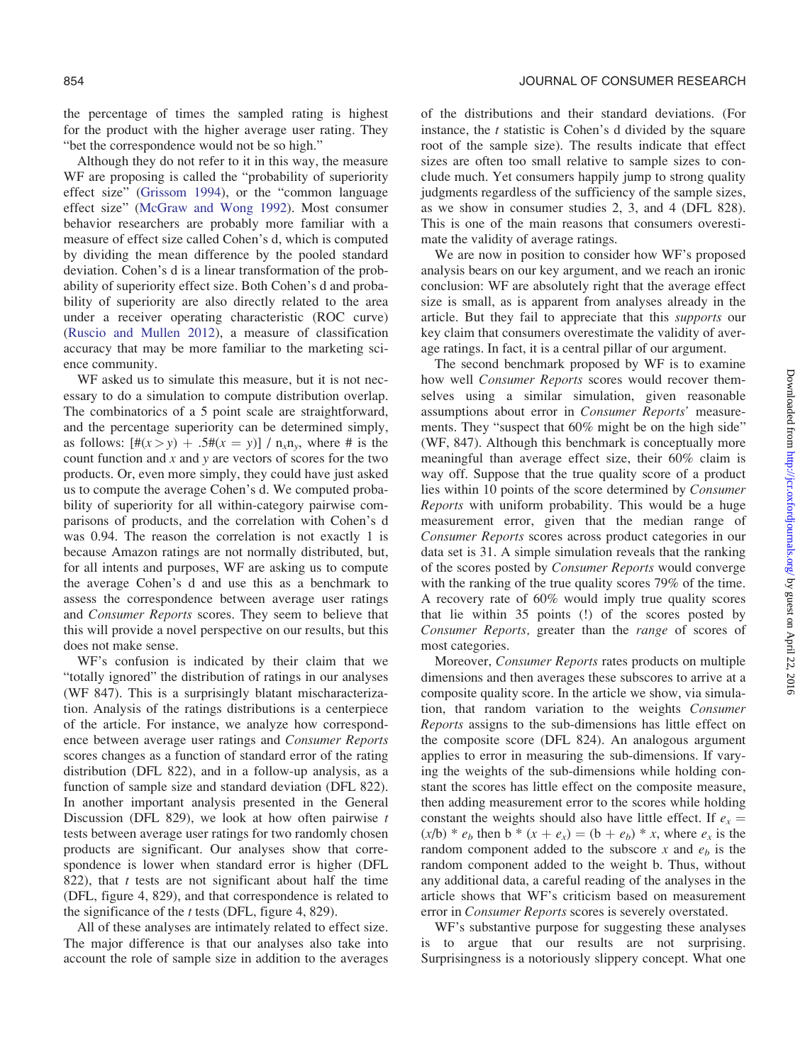the percentage of times the sampled rating is highest for the product with the higher average user rating. They "bet the correspondence would not be so high."

Although they do not refer to it in this way, the measure WF are proposing is called the "probability of superiority effect size" (Grissom 1994), or the "common language effect size" (McGraw and Wong 1992). Most consumer behavior researchers are probably more familiar with a measure of effect size called Cohen's d, which is computed by dividing the mean difference by the pooled standard deviation. Cohen's d is a linear transformation of the probability of superiority effect size. Both Cohen's d and probability of superiority are also directly related to the area under a receiver operating characteristic (ROC curve) (Ruscio and Mullen 2012), a measure of classification accuracy that may be more familiar to the marketing science community.

WF asked us to simulate this measure, but it is not necessary to do a simulation to compute distribution overlap. The combinatorics of a 5 point scale are straightforward, and the percentage superiority can be determined simply, as follows: $[\#(x > y) + .5\#(x = y)] / n_x n_y$, where # is the count function and $x$ and $y$ are vectors of scores for the two products. Or, even more simply, they could have just asked us to compute the average Cohen's d. We computed probability of superiority for all within-category pairwise comparisons of products, and the correlation with Cohen's d was 0.94. The reason the correlation is not exactly 1 is because Amazon ratings are not normally distributed, but, for all intents and purposes, WF are asking us to compute the average Cohen's d and use this as a benchmark to assess the correspondence between average user ratings and *Consumer Reports* scores. They seem to believe that this will provide a novel perspective on our results, but this does not make sense.

WF's confusion is indicated by their claim that we "totally ignored" the distribution of ratings in our analyses (WF 847). This is a surprisingly blatant mischaracterization. Analysis of the ratings distributions is a centerpiece of the article. For instance, we analyze how correspondence between average user ratings and *Consumer Reports* scores changes as a function of standard error of the rating distribution (DFL 822), and in a follow-up analysis, as a function of sample size and standard deviation (DFL 822). In another important analysis presented in the General Discussion (DFL 829), we look at how often pairwise $t$ tests between average user ratings for two randomly chosen products are significant. Our analyses show that correspondence is lower when standard error is higher (DFL 822), that $t$ tests are not significant about half the time (DFL, figure 4, 829), and that correspondence is related to the significance of the $t$ tests (DFL, figure 4, 829).

All of these analyses are intimately related to effect size. The major difference is that our analyses also take into account the role of sample size in addition to the averages of the distributions and their standard deviations. (For instance, the $t$ statistic is Cohen's d divided by the square root of the sample size). The results indicate that effect sizes are often too small relative to sample sizes to conclude much. Yet consumers happily jump to strong quality judgments regardless of the sufficiency of the sample sizes, as we show in consumer studies 2, 3, and 4 (DFL 828). This is one of the main reasons that consumers overestimate the validity of average ratings.

We are now in position to consider how WF's proposed analysis bears on our key argument, and we reach an ironic conclusion: WF are absolutely right that the average effect size is small, as is apparent from analyses already in the article. But they fail to appreciate that this *supports* our key claim that consumers overestimate the validity of average ratings. In fact, it is a central pillar of our argument.

The second benchmark proposed by WF is to examine how well *Consumer Reports* scores would recover themselves using a similar simulation, given reasonable assumptions about error in *Consumer Reports'* measurements. They "suspect that 60% might be on the high side" (WF, 847). Although this benchmark is conceptually more meaningful than average effect size, their 60% claim is way off. Suppose that the true quality score of a product lies within 10 points of the score determined by *Consumer Reports* with uniform probability. This would be a huge measurement error, given that the median range of *Consumer Reports* scores across product categories in our data set is 31. A simple simulation reveals that the ranking of the scores posted by *Consumer Reports* would converge with the ranking of the true quality scores 79% of the time. A recovery rate of 60% would imply true quality scores that lie within 35 points (!) of the scores posted by *Consumer Reports,* greater than the *range* of scores of most categories.

Moreover, *Consumer Reports* rates products on multiple dimensions and then averages these subscores to arrive at a composite quality score. In the article we show, via simulation, that random variation to the weights *Consumer Reports* assigns to the sub-dimensions has little effect on the composite score (DFL 824). An analogous argument applies to error in measuring the sub-dimensions. If varying the weights of the sub-dimensions while holding constant the scores has little effect on the composite measure, then adding measurement error to the scores while holding constant the weights should also have little effect. If $e_x = (x/b) * e_b$ then $b * (x + e_x) = (b + e_b) * x$, where $e_x$ is the random component added to the subscore $x$ and $e_b$ is the random component added to the weight b. Thus, without any additional data, a careful reading of the analyses in the article shows that WF's criticism based on measurement error in *Consumer Reports* scores is severely overstated.

WF's substantive purpose for suggesting these analyses is to argue that our results are not surprising. Surprisingness is a notoriously slippery concept. What one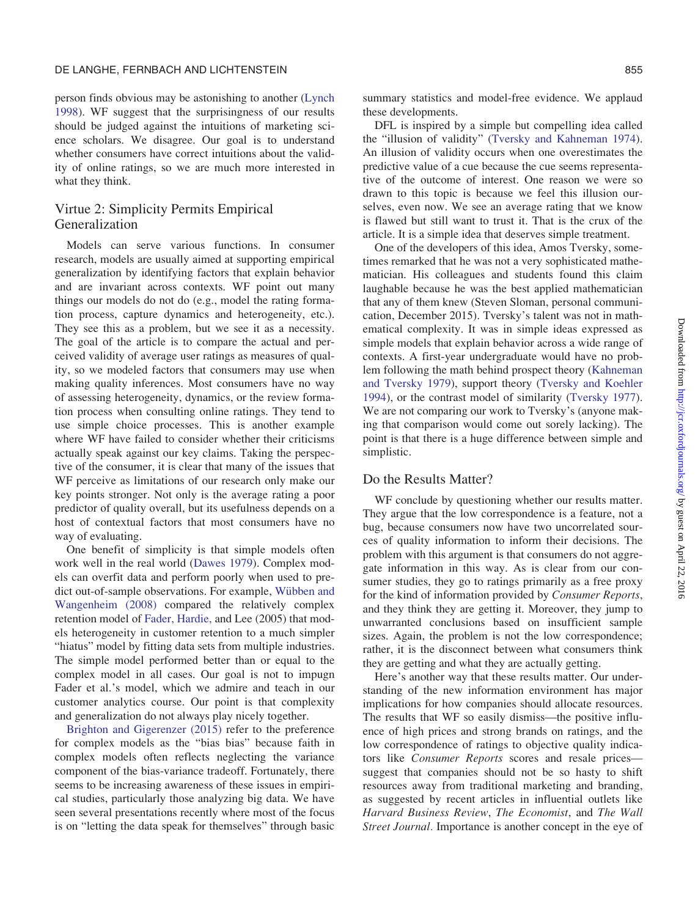person finds obvious may be astonishing to another (Lynch 1998). WF suggest that the surprisingness of our results should be judged against the intuitions of marketing science scholars. We disagree. Our goal is to understand whether consumers have correct intuitions about the validity of online ratings, so we are much more interested in what they think.

## Virtue 2: Simplicity Permits Empirical Generalization

Models can serve various functions. In consumer research, models are usually aimed at supporting empirical generalization by identifying factors that explain behavior and are invariant across contexts. WF point out many things our models do not do (e.g., model the rating formation process, capture dynamics and heterogeneity, etc.). They see this as a problem, but we see it as a necessity. The goal of the article is to compare the actual and perceived validity of average user ratings as measures of quality, so we modeled factors that consumers may use when making quality inferences. Most consumers have no way of assessing heterogeneity, dynamics, or the review formation process when consulting online ratings. They tend to use simple choice processes. This is another example where WF have failed to consider whether their criticisms actually speak against our key claims. Taking the perspective of the consumer, it is clear that many of the issues that WF perceive as limitations of our research only make our key points stronger. Not only is the average rating a poor predictor of quality overall, but its usefulness depends on a host of contextual factors that most consumers have no way of evaluating.

One benefit of simplicity is that simple models often work well in the real world (Dawes 1979). Complex models can overfit data and perform poorly when used to predict out-of-sample observations. For example, Wübben and Wangenheim (2008) compared the relatively complex retention model of Fader, Hardie, and Lee (2005) that models heterogeneity in customer retention to a much simpler "hiatus" model by fitting data sets from multiple industries. The simple model performed better than or equal to the complex model in all cases. Our goal is not to impugn Fader et al.'s model, which we admire and teach in our customer analytics course. Our point is that complexity and generalization do not always play nicely together.

Brighton and Gigerenzer (2015) refer to the preference for complex models as the "bias bias" because faith in complex models often reflects neglecting the variance component of the bias-variance tradeoff. Fortunately, there seems to be increasing awareness of these issues in empirical studies, particularly those analyzing big data. We have seen several presentations recently where most of the focus is on "letting the data speak for themselves" through basic summary statistics and model-free evidence. We applaud these developments.

DFL is inspired by a simple but compelling idea called the "illusion of validity" (Tversky and Kahneman 1974). An illusion of validity occurs when one overestimates the predictive value of a cue because the cue seems representative of the outcome of interest. One reason we were so drawn to this topic is because we feel this illusion ourselves, even now. We see an average rating that we know is flawed but still want to trust it. That is the crux of the article. It is a simple idea that deserves simple treatment.

One of the developers of this idea, Amos Tversky, sometimes remarked that he was not a very sophisticated mathematician. His colleagues and students found this claim laughable because he was the best applied mathematician that any of them knew (Steven Sloman, personal communication, December 2015). Tversky's talent was not in mathematical complexity. It was in simple ideas expressed as simple models that explain behavior across a wide range of contexts. A first-year undergraduate would have no problem following the math behind prospect theory (Kahneman and Tversky 1979), support theory (Tversky and Koehler 1994), or the contrast model of similarity (Tversky 1977). We are not comparing our work to Tversky's (anyone making that comparison would come out sorely lacking). The point is that there is a huge difference between simple and simplistic.

## Do the Results Matter?

WF conclude by questioning whether our results matter. They argue that the low correspondence is a feature, not a bug, because consumers now have two uncorrelated sources of quality information to inform their decisions. The problem with this argument is that consumers do not aggregate information in this way. As is clear from our consumer studies, they go to ratings primarily as a free proxy for the kind of information provided by *Consumer Reports*, and they think they are getting it. Moreover, they jump to unwarranted conclusions based on insufficient sample sizes. Again, the problem is not the low correspondence; rather, it is the disconnect between what consumers think they are getting and what they are actually getting.

Here's another way that these results matter. Our understanding of the new information environment has major implications for how companies should allocate resources. The results that WF so easily dismiss—the positive influence of high prices and strong brands on ratings, and the low correspondence of ratings to objective quality indicators like *Consumer Reports* scores and resale prices—suggest that companies should not be so hasty to shift resources away from traditional marketing and branding, as suggested by recent articles in influential outlets like *Harvard Business Review*, *The Economist*, and *The Wall Street Journal*. Importance is another concept in the eye of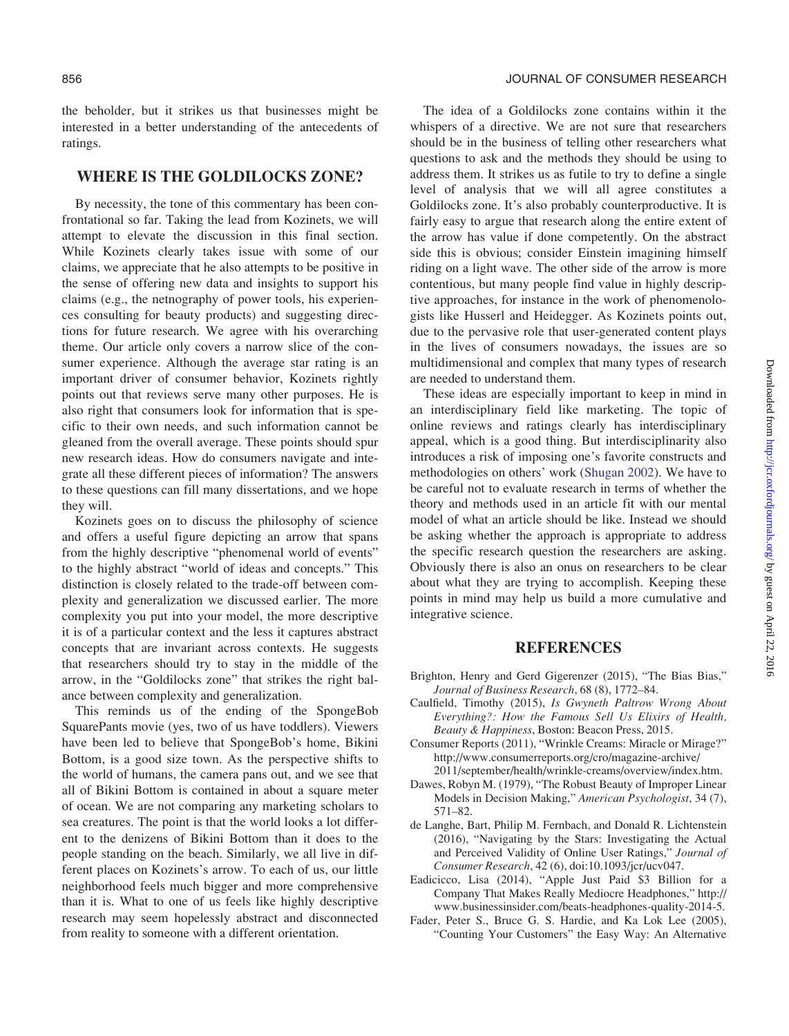the beholder, but it strikes us that businesses might be interested in a better understanding of the antecedents of ratings.

## WHERE IS THE GOLDILOCKS ZONE?

By necessity, the tone of this commentary has been confrontational so far. Taking the lead from Kozinets, we will attempt to elevate the discussion in this final section. While Kozinets clearly takes issue with some of our claims, we appreciate that he also attempts to be positive in the sense of offering new data and insights to support his claims (e.g., the netnography of power tools, his experiences consulting for beauty products) and suggesting directions for future research. We agree with his overarching theme. Our article only covers a narrow slice of the consumer experience. Although the average star rating is an important driver of consumer behavior, Kozinets rightly points out that reviews serve many other purposes. He is also right that consumers look for information that is specific to their own needs, and such information cannot be gleaned from the overall average. These points should spur new research ideas. How do consumers navigate and integrate all these different pieces of information? The answers to these questions can fill many dissertations, and we hope they will.

Kozinets goes on to discuss the philosophy of science and offers a useful figure depicting an arrow that spans from the highly descriptive "phenomenal world of events" to the highly abstract "world of ideas and concepts." This distinction is closely related to the trade-off between complexity and generalization we discussed earlier. The more complexity you put into your model, the more descriptive it is of a particular context and the less it captures abstract concepts that are invariant across contexts. He suggests that researchers should try to stay in the middle of the arrow, in the "Goldilocks zone" that strikes the right balance between complexity and generalization.

This reminds us of the ending of the SpongeBob SquarePants movie (yes, two of us have toddlers). Viewers have been led to believe that SpongeBob's home, Bikini Bottom, is a good size town. As the perspective shifts to the world of humans, the camera pans out, and we see that all of Bikini Bottom is contained in about a square meter of ocean. We are not comparing any marketing scholars to sea creatures. The point is that the world looks a lot different to the denizens of Bikini Bottom than it does to the people standing on the beach. Similarly, we all live in different places on Kozinets's arrow. To each of us, our little neighborhood feels much bigger and more comprehensive than it is. What to one of us feels like highly descriptive research may seem hopelessly abstract and disconnected from reality to someone with a different orientation.

The idea of a Goldilocks zone contains within it the whispers of a directive. We are not sure that researchers should be in the business of telling other researchers what questions to ask and the methods they should be using to address them. It strikes us as futile to try to define a single level of analysis that we will all agree constitutes a Goldilocks zone. It's also probably counterproductive. It is fairly easy to argue that research along the entire extent of the arrow has value if done competently. On the abstract side this is obvious; consider Einstein imagining himself riding on a light wave. The other side of the arrow is more contentious, but many people find value in highly descriptive approaches, for instance in the work of phenomenologists like Husserl and Heidegger. As Kozinets points out, due to the pervasive role that user-generated content plays in the lives of consumers nowadays, the issues are so multidimensional and complex that many types of research are needed to understand them.

These ideas are especially important to keep in mind in an interdisciplinary field like marketing. The topic of online reviews and ratings clearly has interdisciplinary appeal, which is a good thing. But interdisciplinarity also introduces a risk of imposing one's favorite constructs and methodologies on others' work (Shugan 2002). We have to be careful not to evaluate research in terms of whether the theory and methods used in an article fit with our mental model of what an article should be like. Instead we should be asking whether the approach is appropriate to address the specific research question the researchers are asking. Obviously there is also an onus on researchers to be clear about what they are trying to accomplish. Keeping these points in mind may help us build a more cumulative and integrative science.

## REFERENCES

Brighton, Henry and Gerd Gigerenzer (2015), "The Bias Bias," *Journal of Business Research*, 68 (8), 1772–84.

Caulfield, Timothy (2015), *Is Gwyneth Paltrow Wrong About Everything?: How the Famous Sell Us Elixirs of Health, Beauty & Happiness*, Boston: Beacon Press, 2015.

Consumer Reports (2011), "Wrinkle Creams: Miracle or Mirage?" http://www.consumerreports.org/cro/magazine-archive/2011/september/health/wrinkle-creams/overview/index.htm.

Dawes, Robyn M. (1979), "The Robust Beauty of Improper Linear Models in Decision Making," *American Psychologist*, 34 (7), 571–82.

de Langhe, Bart, Philip M. Fernbach, and Donald R. Lichtenstein (2016), "Navigating by the Stars: Investigating the Actual and Perceived Validity of Online User Ratings," *Journal of Consumer Research*, 42 (6), doi:10.1093/jcr/ucv047.

Eadicicco, Lisa (2014), "Apple Just Paid $3 Billion for a Company That Makes Really Mediocre Headphones," http://www.businessinsider.com/beats-headphones-quality-2014-5.

Fader, Peter S., Bruce G. S. Hardie, and Ka Lok Lee (2005), "Counting Your Customers" the Easy Way: An Alternative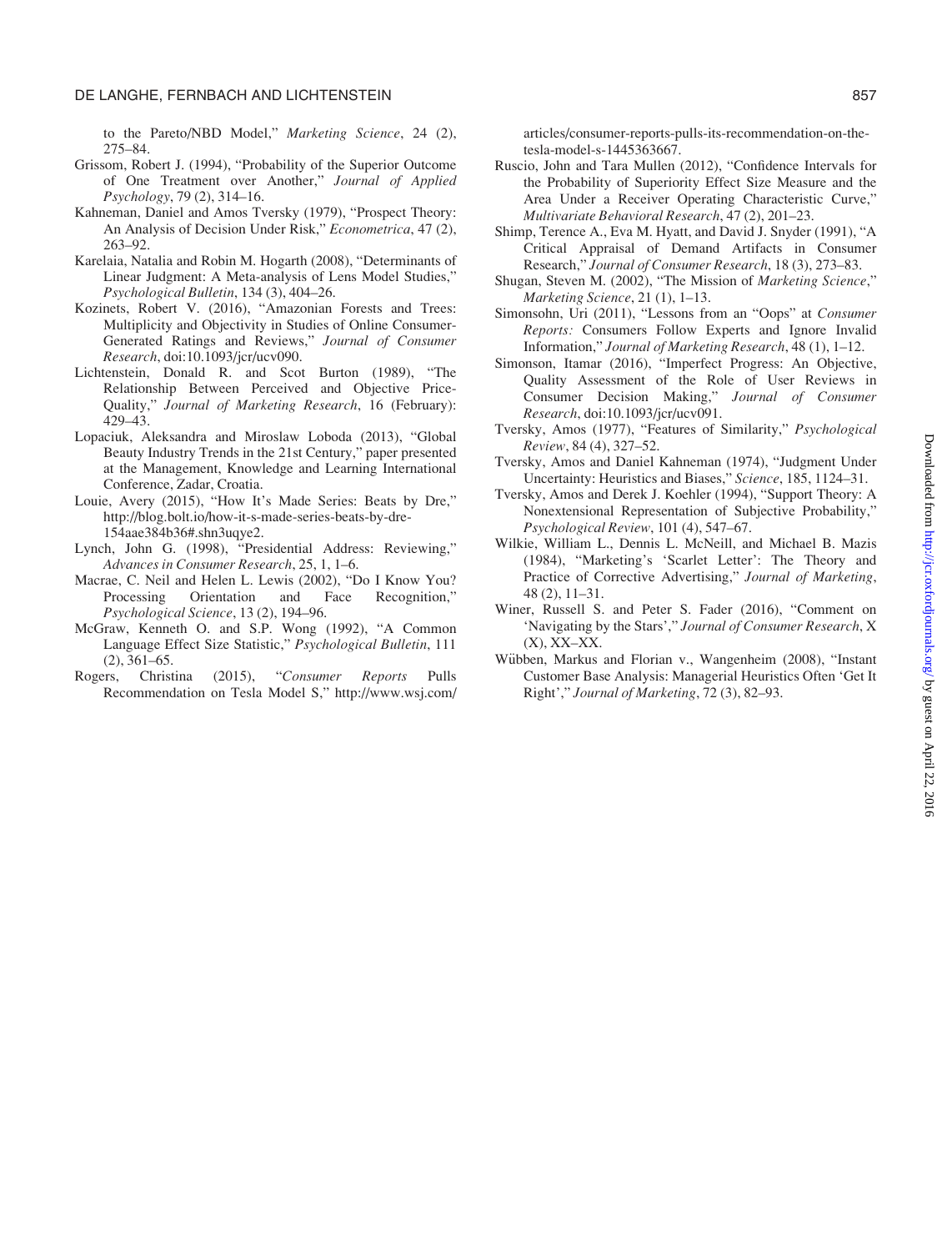to the Pareto/NBD Model," *Marketing Science*, 24 (2), 275–84.

Grissom, Robert J. (1994), "Probability of the Superior Outcome of One Treatment over Another," *Journal of Applied Psychology*, 79 (2), 314–16.

Kahneman, Daniel and Amos Tversky (1979), "Prospect Theory: An Analysis of Decision Under Risk," *Econometrica*, 47 (2), 263–92.

Karelaia, Natalia and Robin M. Hogarth (2008), "Determinants of Linear Judgment: A Meta-analysis of Lens Model Studies," *Psychological Bulletin*, 134 (3), 404–26.

Kozinets, Robert V. (2016), "Amazonian Forests and Trees: Multiplicity and Objectivity in Studies of Online Consumer-Generated Ratings and Reviews," *Journal of Consumer Research*, doi:10.1093/jcr/ucv090.

Lichtenstein, Donald R. and Scot Burton (1989), "The Relationship Between Perceived and Objective Price-Quality," *Journal of Marketing Research*, 16 (February): 429–43.

Lopaciuk, Aleksandra and Miroslaw Loboda (2013), "Global Beauty Industry Trends in the 21st Century," paper presented at the Management, Knowledge and Learning International Conference, Zadar, Croatia.

Louie, Avery (2015), "How It's Made Series: Beats by Dre," http://blog.bolt.io/how-it-s-made-series-beats-by-dre-154aae384b36#.shn3uqye2.

Lynch, John G. (1998), "Presidential Address: Reviewing," *Advances in Consumer Research*, 25, 1, 1–6.

Macrae, C. Neil and Helen L. Lewis (2002), "Do I Know You? Processing Orientation and Face Recognition," *Psychological Science*, 13 (2), 194–96.

McGraw, Kenneth O. and S.P. Wong (1992), "A Common Language Effect Size Statistic," *Psychological Bulletin*, 111 (2), 361–65.

Rogers, Christina (2015), "*Consumer Reports* Pulls Recommendation on Tesla Model S," http://www.wsj.com/articles/consumer-reports-pulls-its-recommendation-on-the-tesla-model-s-1445363667.

Ruscio, John and Tara Mullen (2012), "Confidence Intervals for the Probability of Superiority Effect Size Measure and the Area Under a Receiver Operating Characteristic Curve," *Multivariate Behavioral Research*, 47 (2), 201–23.

Shimp, Terence A., Eva M. Hyatt, and David J. Snyder (1991), "A Critical Appraisal of Demand Artifacts in Consumer Research," *Journal of Consumer Research*, 18 (3), 273–83.

Shugan, Steven M. (2002), "The Mission of *Marketing Science*," *Marketing Science*, 21 (1), 1–13.

Simonsohn, Uri (2011), "Lessons from an "Oops" at *Consumer Reports:* Consumers Follow Experts and Ignore Invalid Information," *Journal of Marketing Research*, 48 (1), 1–12.

Simonson, Itamar (2016), "Imperfect Progress: An Objective, Quality Assessment of the Role of User Reviews in Consumer Decision Making," *Journal of Consumer Research*, doi:10.1093/jcr/ucv091.

Tversky, Amos (1977), "Features of Similarity," *Psychological Review*, 84 (4), 327–52.

Tversky, Amos and Daniel Kahneman (1974), "Judgment Under Uncertainty: Heuristics and Biases," *Science*, 185, 1124–31.

Tversky, Amos and Derek J. Koehler (1994), "Support Theory: A Nonextensional Representation of Subjective Probability," *Psychological Review*, 101 (4), 547–67.

Wilkie, William L., Dennis L. McNeill, and Michael B. Mazis (1984), "Marketing's 'Scarlet Letter': The Theory and Practice of Corrective Advertising," *Journal of Marketing*, 48 (2), 11–31.

Winer, Russell S. and Peter S. Fader (2016), "Comment on 'Navigating by the Stars'," *Journal of Consumer Research*, X (X), XX–XX.

Wübben, Markus and Florian v., Wangenheim (2008), "Instant Customer Base Analysis: Managerial Heuristics Often 'Get It Right'," *Journal of Marketing*, 72 (3), 82–93.